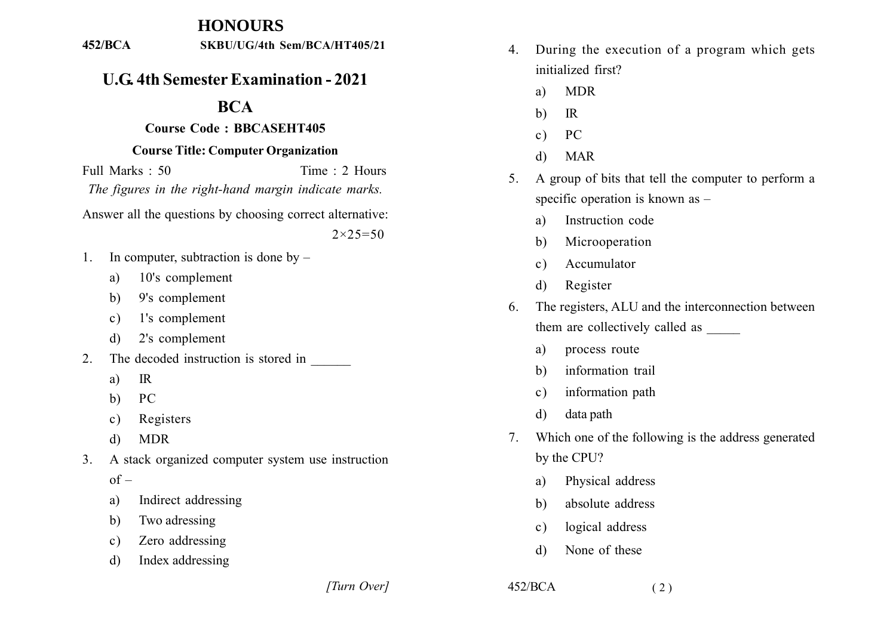# HONOURS

**452/BCA** **SKBU/UG/4th Sem/BCA/HT405/21**

## U.G. 4th Semester Examination - 2021

## BCA

### Course Code : BBCASEHT405

### Course Title: Computer Organization

Full Marks : 50 Time : 2 Hours

*The figures in the right-hand margin indicate marks.*

Answer all the questions by choosing correct alternative: $2 \times 25 = 50$

1. In computer, subtraction is done by –
   a) 10's complement
   b) 9's complement
   c) 1's complement
   d) 2's complement

2. The decoded instruction is stored in ______
   a) IR
   b) PC
   c) Registers
   d) MDR

3. A stack organized computer system use instruction of –
   a) Indirect addressing
   b) Two adressing
   c) Zero addressing
   d) Index addressing

*[Turn Over]*

4. During the execution of a program which gets initialized first?
   a) MDR
   b) IR
   c) PC
   d) MAR

5. A group of bits that tell the computer to perform a specific operation is known as –
   a) Instruction code
   b) Microoperation
   c) Accumulator
   d) Register

6. The registers, ALU and the interconnection between them are collectively called as _____
   a) process route
   b) information trail
   c) information path
   d) data path

7. Which one of the following is the address generated by the CPU?
   a) Physical address
   b) absolute address
   c) logical address
   d) None of these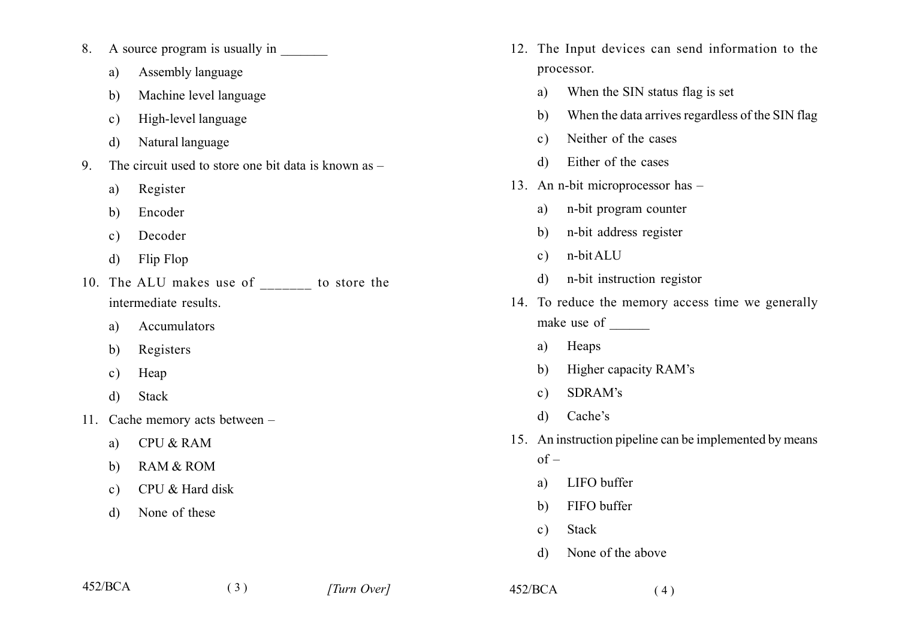8. A source program is usually in _______
   a) Assembly language
   b) Machine level language
   c) High-level language
   d) Natural language

9. The circuit used to store one bit data is known as –
   a) Register
   b) Encoder
   c) Decoder
   d) Flip Flop

10. The ALU makes use of _______ to store the intermediate results.
    a) Accumulators
    b) Registers
    c) Heap
    d) Stack

11. Cache memory acts between –
    a) CPU & RAM
    b) RAM & ROM
    c) CPU & Hard disk
    d) None of these

12. The Input devices can send information to the processor.
    a) When the SIN status flag is set
    b) When the data arrives regardless of the SIN flag
    c) Neither of the cases
    d) Either of the cases

13. An n-bit microprocessor has –
    a) n-bit program counter
    b) n-bit address register
    c) n-bit ALU
    d) n-bit instruction registor

14. To reduce the memory access time we generally make use of ______
    a) Heaps
    b) Higher capacity RAM's
    c) SDRAM's
    d) Cache's

15. An instruction pipeline can be implemented by means of –
    a) LIFO buffer
    b) FIFO buffer
    c) Stack
    d) None of the above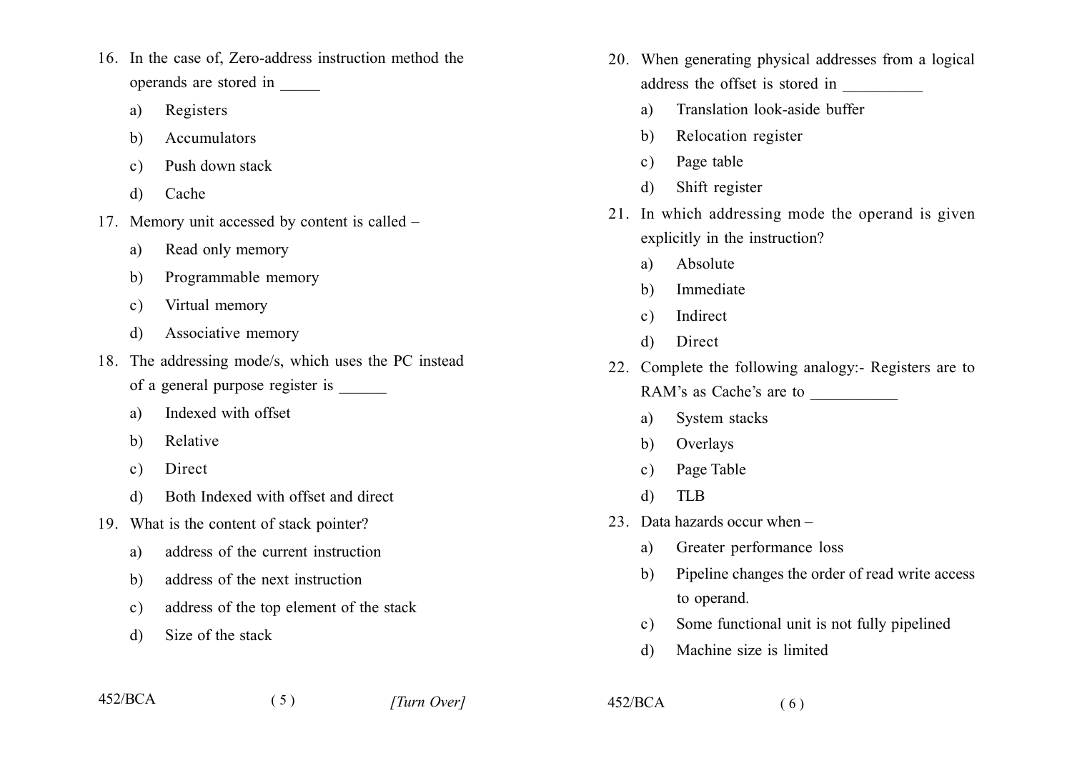16. In the case of, Zero-address instruction method the operands are stored in _____
    a) Registers
    b) Accumulators
    c) Push down stack
    d) Cache

17. Memory unit accessed by content is called –
    a) Read only memory
    b) Programmable memory
    c) Virtual memory
    d) Associative memory

18. The addressing mode/s, which uses the PC instead of a general purpose register is ______
    a) Indexed with offset
    b) Relative
    c) Direct
    d) Both Indexed with offset and direct

19. What is the content of stack pointer?
    a) address of the current instruction
    b) address of the next instruction
    c) address of the top element of the stack
    d) Size of the stack

20. When generating physical addresses from a logical address the offset is stored in __________
    a) Translation look-aside buffer
    b) Relocation register
    c) Page table
    d) Shift register

21. In which addressing mode the operand is given explicitly in the instruction?
    a) Absolute
    b) Immediate
    c) Indirect
    d) Direct

22. Complete the following analogy:- Registers are to RAM's as Cache's are to ___________
    a) System stacks
    b) Overlays
    c) Page Table
    d) TLB

23. Data hazards occur when –
    a) Greater performance loss
    b) Pipeline changes the order of read write access to operand.
    c) Some functional unit is not fully pipelined
    d) Machine size is limited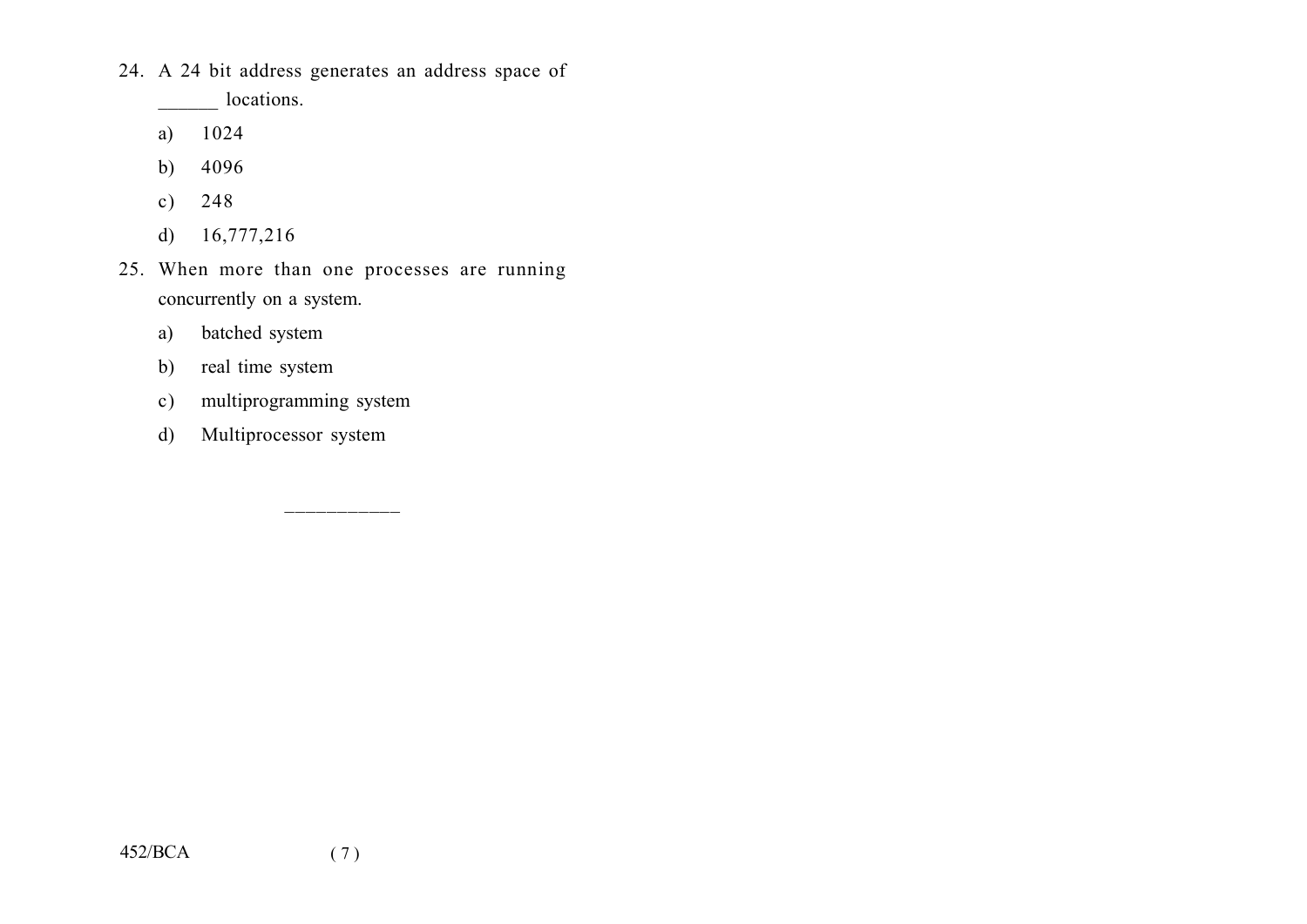24. A 24 bit address generates an address space of ______ locations.

    a) 1024

    b) 4096

    c) 248

    d) 16,777,216

25. When more than one processes are running concurrently on a system.

    a) batched system

    b) real time system

    c) multiprogramming system

    d) Multiprocessor system